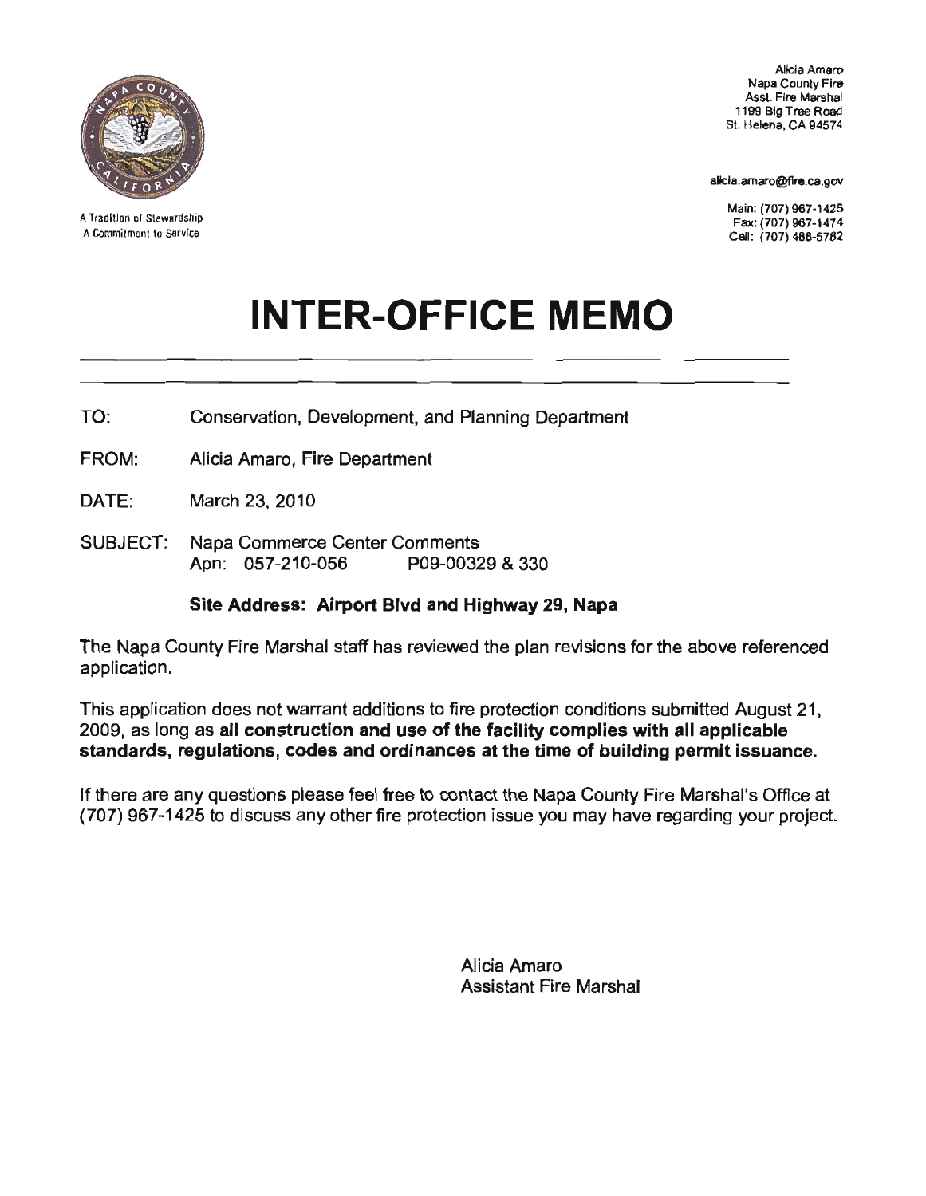A Tradition of Stewardship
A Commitment to Service

Alicia Amaro
Napa County Fire
Asst. Fire Marshal
1199 Big Tree Road
St. Helena, CA 94574

alicia.amaro@fire.ca.gov

Main: (707) 967-1425
Fax: (707) 967-1474
Cell: (707) 486-5762

# INTER-OFFICE MEMO

TO: Conservation, Development, and Planning Department

FROM: Alicia Amaro, Fire Department

DATE: March 23, 2010

SUBJECT: Napa Commerce Center Comments
Apn: 057-210-056 P09-00329 & 330

**Site Address: Airport Blvd and Highway 29, Napa**

The Napa County Fire Marshal staff has reviewed the plan revisions for the above referenced application.

This application does not warrant additions to fire protection conditions submitted August 21, 2009, as long as **all construction and use of the facility complies with all applicable standards, regulations, codes and ordinances at the time of building permit issuance.**

If there are any questions please feel free to contact the Napa County Fire Marshal's Office at (707) 967-1425 to discuss any other fire protection issue you may have regarding your project.

Alicia Amaro
Assistant Fire Marshal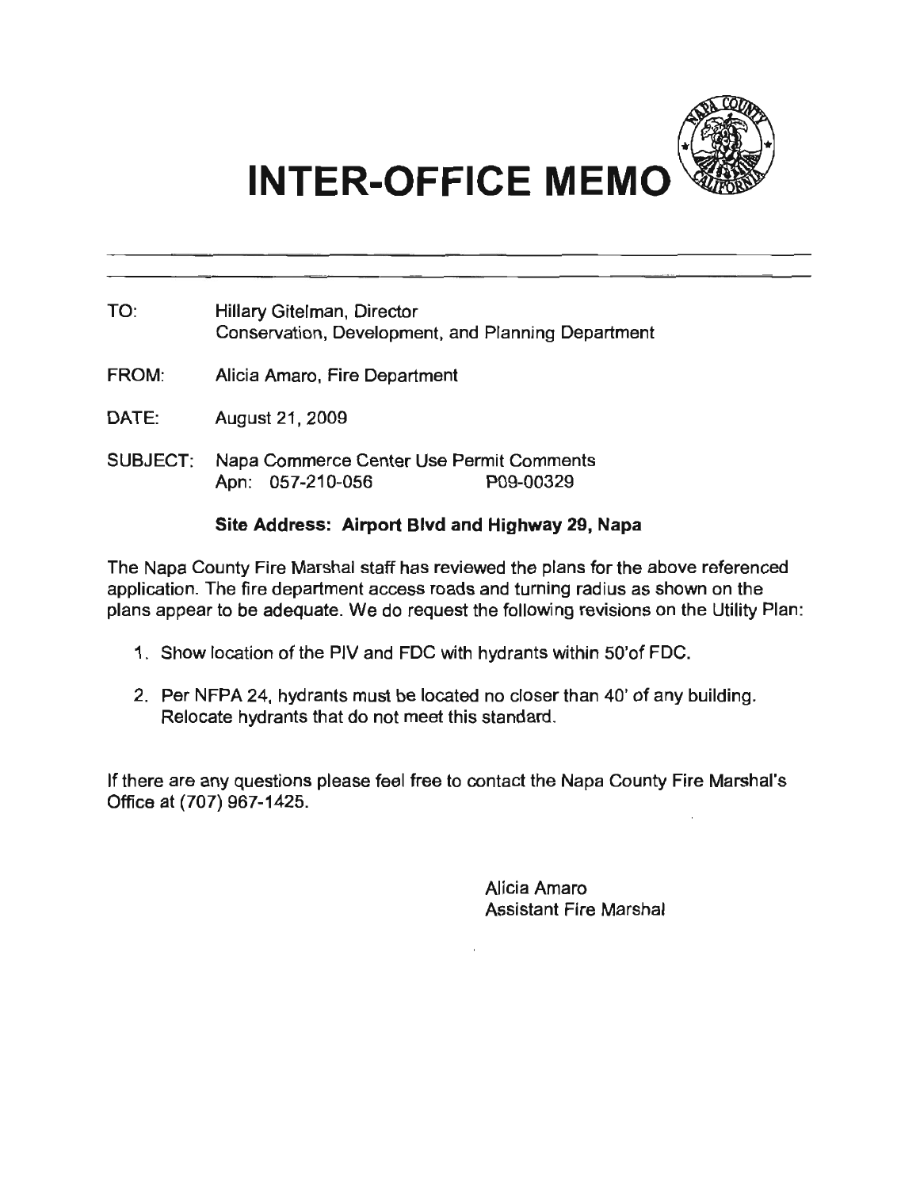# INTER-OFFICE MEMO

TO: Hillary Gitelman, Director
Conservation, Development, and Planning Department

FROM: Alicia Amaro, Fire Department

DATE: August 21, 2009

SUBJECT: Napa Commerce Center Use Permit Comments
Apn: 057-210-056 P09-00329

**Site Address: Airport Blvd and Highway 29, Napa**

The Napa County Fire Marshal staff has reviewed the plans for the above referenced application. The fire department access roads and turning radius as shown on the plans appear to be adequate. We do request the following revisions on the Utility Plan:

1. Show location of the PIV and FDC with hydrants within 50'of FDC.
2. Per NFPA 24, hydrants must be located no closer than 40' of any building. Relocate hydrants that do not meet this standard.

If there are any questions please feel free to contact the Napa County Fire Marshal's Office at (707) 967-1425.

Alicia Amaro
Assistant Fire Marshal